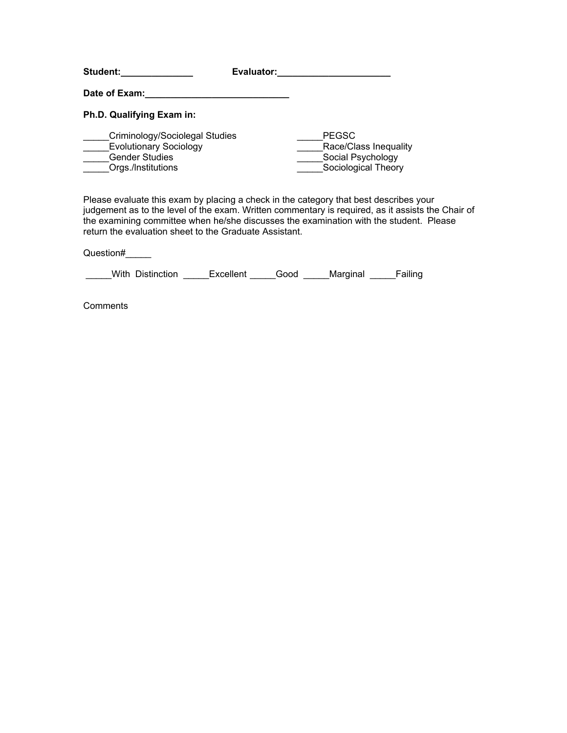**Student:______________** **Evaluator:______________________**

**Date of Exam:____________________________**

**Ph.D. Qualifying Exam in:**

_____Criminology/Sociolegal Studies
_____Evolutionary Sociology
_____Gender Studies
_____Orgs./Institutions
_____PEGSC
_____Race/Class Inequality
_____Social Psychology
_____Sociological Theory

Please evaluate this exam by placing a check in the category that best describes your judgement as to the level of the exam. Written commentary is required, as it assists the Chair of the examining committee when he/she discusses the examination with the student. Please return the evaluation sheet to the Graduate Assistant.

Question#_____

_____With Distinction _____Excellent _____Good _____Marginal _____Failing

Comments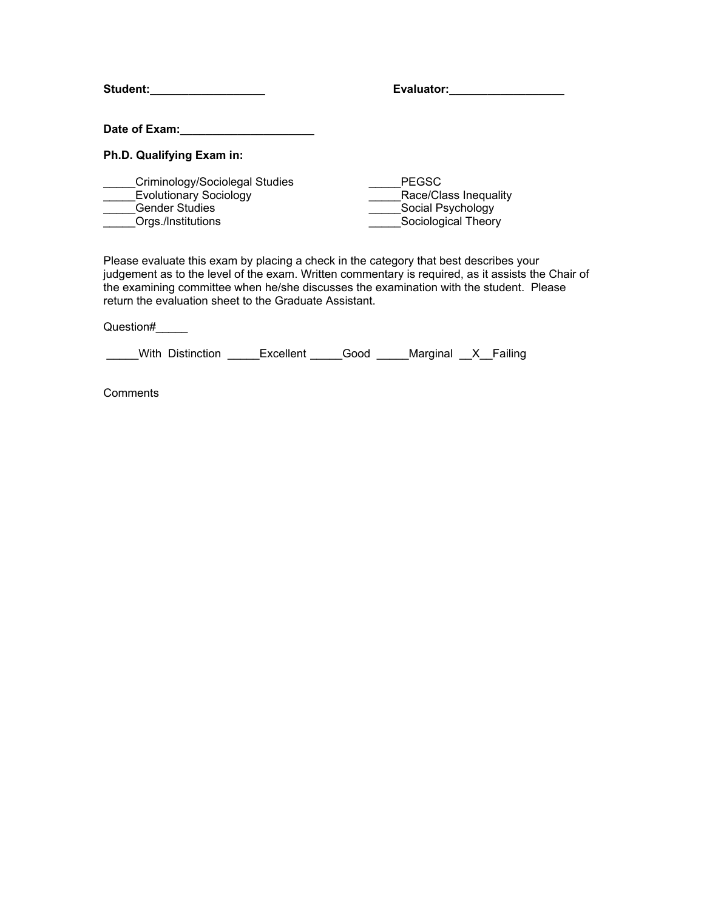**Student:__________________** **Evaluator:__________________**

**Date of Exam:____________________**

**Ph.D. Qualifying Exam in:**

_____Criminology/Sociolegal Studies
_____Evolutionary Sociology
_____Gender Studies
_____Orgs./Institutions
_____PEGSC
_____Race/Class Inequality
_____Social Psychology
_____Sociological Theory

Please evaluate this exam by placing a check in the category that best describes your judgement as to the level of the exam. Written commentary is required, as it assists the Chair of the examining committee when he/she discusses the examination with the student. Please return the evaluation sheet to the Graduate Assistant.

Question#_____

_____With Distinction _____Excellent _____Good _____Marginal __X__Failing

Comments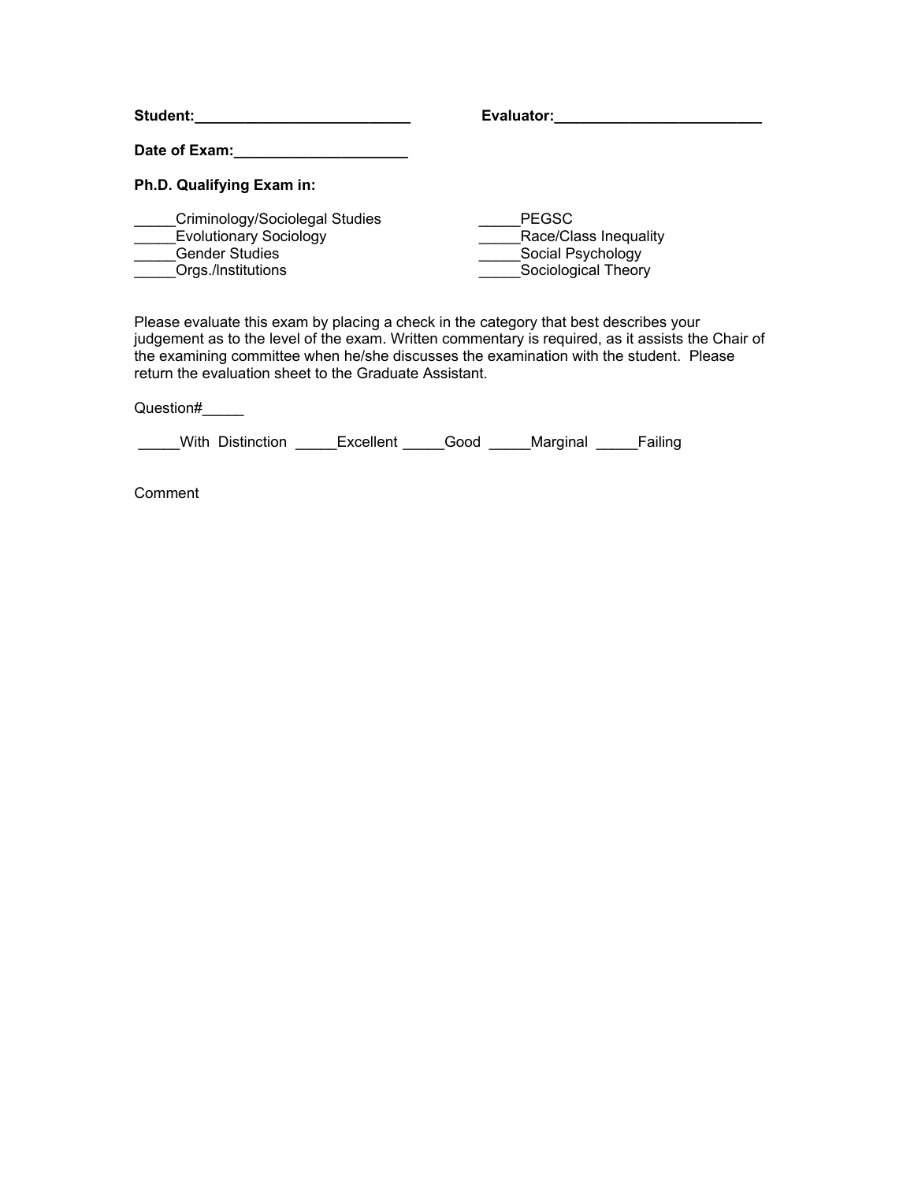**Student:\_\_\_\_\_\_\_\_\_\_\_\_\_\_\_\_\_\_\_\_\_\_\_\_\_\_** **Evaluator:\_\_\_\_\_\_\_\_\_\_\_\_\_\_\_\_\_\_\_\_\_\_\_\_\_\_**

**Date of Exam:\_\_\_\_\_\_\_\_\_\_\_\_\_\_\_\_\_\_\_\_\_**

**Ph.D. Qualifying Exam in:**

_____Criminology/Sociolegal Studies
_____Evolutionary Sociology
_____Gender Studies
_____Orgs./Institutions
_____PEGSC
_____Race/Class Inequality
_____Social Psychology
_____Sociological Theory

Please evaluate this exam by placing a check in the category that best describes your judgement as to the level of the exam. Written commentary is required, as it assists the Chair of the examining committee when he/she discusses the examination with the student. Please return the evaluation sheet to the Graduate Assistant.

Question#_____

_____With Distinction _____Excellent _____Good _____Marginal _____Failing

Comment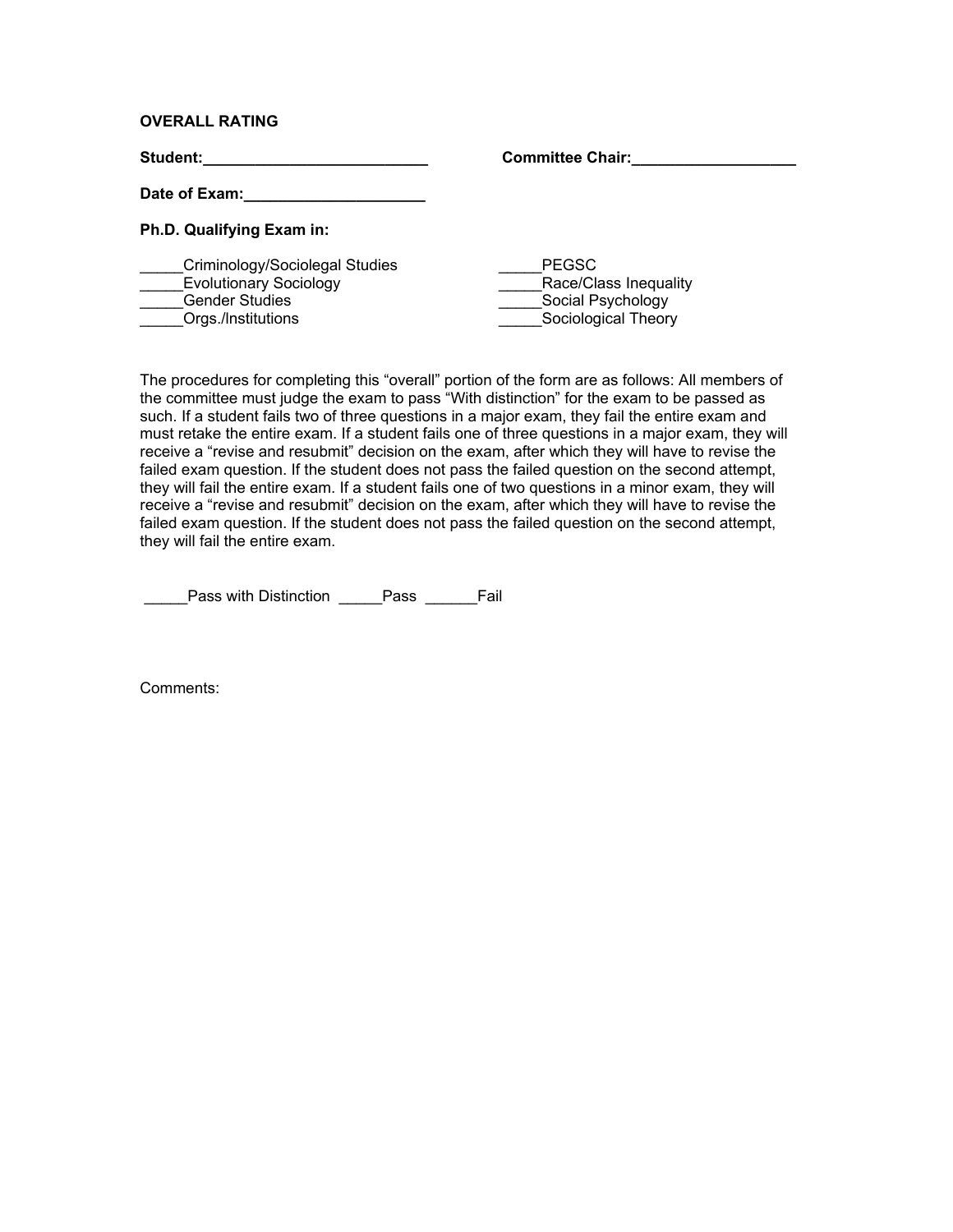**OVERALL RATING**

**Student:__________________________** **Committee Chair:___________________**

**Date of Exam:____________________**

**Ph.D. Qualifying Exam in:**

_____Criminology/Sociolegal Studies
_____Evolutionary Sociology
_____Gender Studies
_____Orgs./Institutions
_____PEGSC
_____Race/Class Inequality
_____Social Psychology
_____Sociological Theory

The procedures for completing this "overall" portion of the form are as follows: All members of the committee must judge the exam to pass "With distinction" for the exam to be passed as such. If a student fails two of three questions in a major exam, they fail the entire exam and must retake the entire exam. If a student fails one of three questions in a major exam, they will receive a "revise and resubmit" decision on the exam, after which they will have to revise the failed exam question. If the student does not pass the failed question on the second attempt, they will fail the entire exam. If a student fails one of two questions in a minor exam, they will receive a "revise and resubmit" decision on the exam, after which they will have to revise the failed exam question. If the student does not pass the failed question on the second attempt, they will fail the entire exam.

_____Pass with Distinction _____Pass ______Fail

Comments: